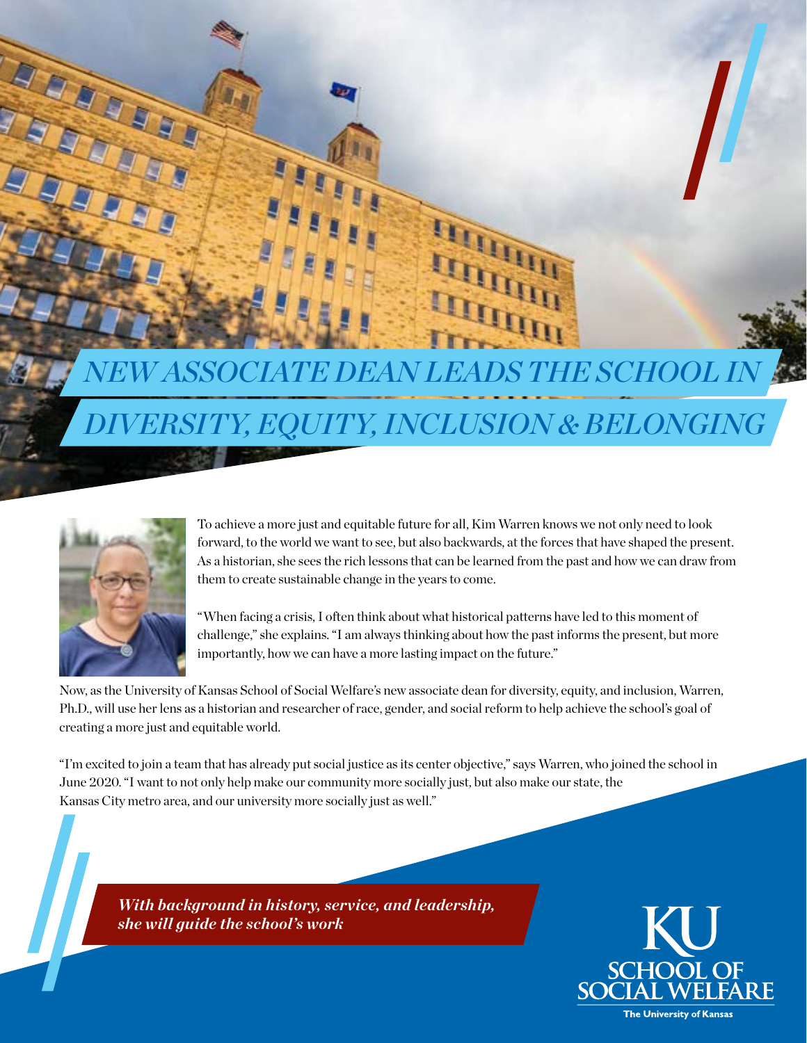# *NEW ASSOCIATE DEAN LEADS THE SCHOOL IN DIVERSITY, EQUITY, INCLUSION & BELONGING*

To achieve a more just and equitable future for all, Kim Warren knows we not only need to look forward, to the world we want to see, but also backwards, at the forces that have shaped the present. As a historian, she sees the rich lessons that can be learned from the past and how we can draw from them to create sustainable change in the years to come.

"When facing a crisis, I often think about what historical patterns have led to this moment of challenge," she explains. "I am always thinking about how the past informs the present, but more importantly, how we can have a more lasting impact on the future."

Now, as the University of Kansas School of Social Welfare's new associate dean for diversity, equity, and inclusion, Warren, Ph.D., will use her lens as a historian and researcher of race, gender, and social reform to help achieve the school's goal of creating a more just and equitable world.

"I'm excited to join a team that has already put social justice as its center objective," says Warren, who joined the school in June 2020. "I want to not only help make our community more socially just, but also make our state, the Kansas City metro area, and our university more socially just as well."

***With background in history, service, and leadership, she will guide the school's work***

KU SCHOOL OF SOCIAL WELFARE
The University of Kansas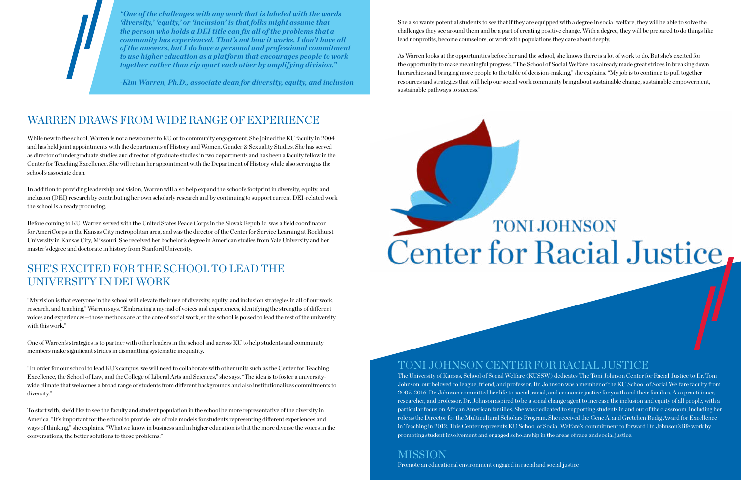*"One of the challenges with any work that is labeled with the words 'diversity,' 'equity,' or 'inclusion' is that folks might assume that the person who holds a DEI title can fix all of the problems that a community has experienced. That's not how it works. I don't have all of the answers, but I do have a personal and professional commitment to use higher education as a platform that encourages people to work together rather than rip apart each other by amplifying division."*

*-Kim Warren, Ph.D., associate dean for diversity, equity, and inclusion*

## WARREN DRAWS FROM WIDE RANGE OF EXPERIENCE

While new to the school, Warren is not a newcomer to KU or to community engagement. She joined the KU faculty in 2004 and has held joint appointments with the departments of History and Women, Gender & Sexuality Studies. She has served as director of undergraduate studies and director of graduate studies in two departments and has been a faculty fellow in the Center for Teaching Excellence. She will retain her appointment with the Department of History while also serving as the school's associate dean.

In addition to providing leadership and vision, Warren will also help expand the school's footprint in diversity, equity, and inclusion (DEI) research by contributing her own scholarly research and by continuing to support current DEI-related work the school is already producing.

Before coming to KU, Warren served with the United States Peace Corps in the Slovak Republic, was a field coordinator for AmeriCorps in the Kansas City metropolitan area, and was the director of the Center for Service Learning at Rockhurst University in Kansas City, Missouri. She received her bachelor's degree in American studies from Yale University and her master's degree and doctorate in history from Stanford University.

## SHE'S EXCITED FOR THE SCHOOL TO LEAD THE UNIVERSITY IN DEI WORK

"My vision is that everyone in the school will elevate their use of diversity, equity, and inclusion strategies in all of our work, research, and teaching," Warren says. "Embracing a myriad of voices and experiences, identifying the strengths of different voices and experiences—those methods are at the core of social work, so the school is poised to lead the rest of the university with this work."

One of Warren's strategies is to partner with other leaders in the school and across KU to help students and community members make significant strides in dismantling systematic inequality.

"In order for our school to lead KU's campus, we will need to collaborate with other units such as the Center for Teaching Excellence, the School of Law, and the College of Liberal Arts and Sciences," she says. "The idea is to foster a university-wide climate that welcomes a broad range of students from different backgrounds and also institutionalizes commitments to diversity."

To start with, she'd like to see the faculty and student population in the school be more representative of the diversity in America. "It's important for the school to provide lots of role models for students representing different experiences and ways of thinking," she explains. "What we know in business and in higher education is that the more diverse the voices in the conversations, the better solutions to those problems."

She also wants potential students to see that if they are equipped with a degree in social welfare, they will be able to solve the challenges they see around them and be a part of creating positive change. With a degree, they will be prepared to do things like lead nonprofits, become counselors, or work with populations they care about deeply.

As Warren looks at the opportunities before her and the school, she knows there is a lot of work to do. But she's excited for the opportunity to make meaningful progress. "The School of Social Welfare has already made great strides in breaking down hierarchies and bringing more people to the table of decision-making," she explains. "My job is to continue to pull together resources and strategies that will help our social work community bring about sustainable change, sustainable empowerment, sustainable pathways to success."

TONI JOHNSON
Center for Racial Justice

## TONI JOHNSON CENTER FOR RACIAL JUSTICE

The University of Kansas, School of Social Welfare (KUSSW) dedicates The Toni Johnson Center for Racial Justice to Dr. Toni Johnson, our beloved colleague, friend, and professor. Dr. Johnson was a member of the KU School of Social Welfare faculty from 2005-2016. Dr. Johnson committed her life to social, racial, and economic justice for youth and their families. As a practitioner, researcher, and professor, Dr. Johnson aspired to be a social change agent to increase the inclusion and equity of all people, with a particular focus on African American families. She was dedicated to supporting students in and out of the classroom, including her role as the Director for the Multicultural Scholars Program. She received the Gene A. and Gretchen Budig Award for Excellence in Teaching in 2012. This Center represents KU School of Social Welfare's commitment to forward Dr. Johnson's life work by promoting student involvement and engaged scholarship in the areas of race and social justice.

## MISSION

Promote an educational environment engaged in racial and social justice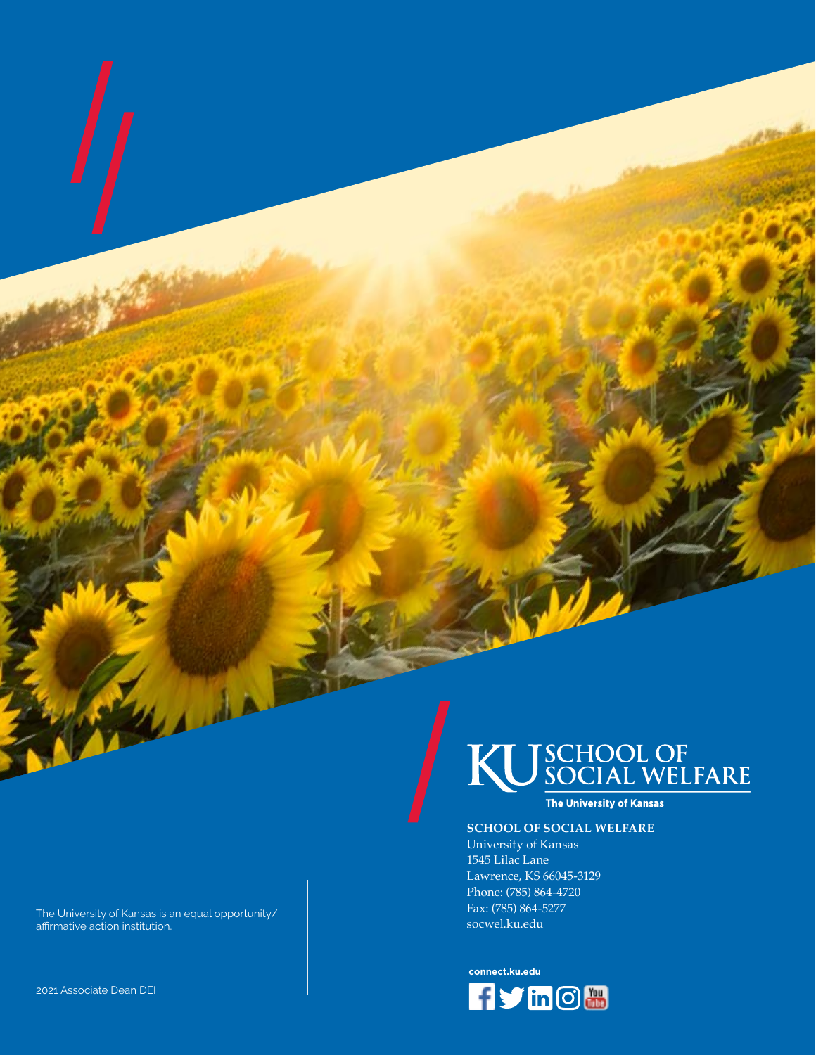KU SCHOOL OF SOCIAL WELFARE

The University of Kansas

**SCHOOL OF SOCIAL WELFARE**
University of Kansas
1545 Lilac Lane
Lawrence, KS 66045-3129
Phone: (785) 864-4720
Fax: (785) 864-5277
socwel.ku.edu

**connect.ku.edu**

The University of Kansas is an equal opportunity/ affirmative action institution.

2021 Associate Dean DEI